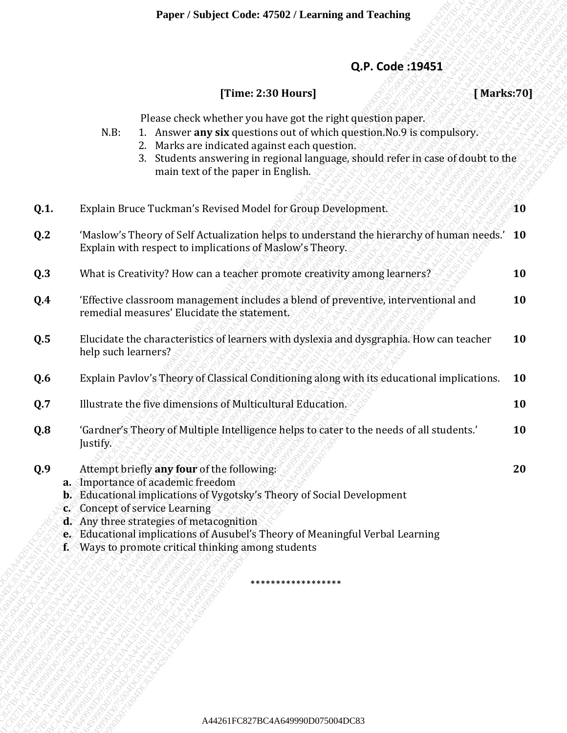Paper / Subject Code: 47502 / Learning and Teaching

**Q.P. Code :19451**

**[Time: 2:30 Hours]** **[ Marks:70]**

Please check whether you have got the right question paper.

N.B:
1. Answer **any six** questions out of which question.No.9 is compulsory.
2. Marks are indicated against each question.
3. Students answering in regional language, should refer in case of doubt to the main text of the paper in English.

| | | |
|---|---|---|
| **Q.1.** | Explain Bruce Tuckman's Revised Model for Group Development. | **10** |
| **Q.2** | 'Maslow's Theory of Self Actualization helps to understand the hierarchy of human needs.' Explain with respect to implications of Maslow's Theory. | **10** |
| **Q.3** | What is Creativity? How can a teacher promote creativity among learners? | **10** |
| **Q.4** | 'Effective classroom management includes a blend of preventive, interventional and remedial measures' Elucidate the statement. | **10** |
| **Q.5** | Elucidate the characteristics of learners with dyslexia and dysgraphia. How can teacher help such learners? | **10** |
| **Q.6** | Explain Pavlov's Theory of Classical Conditioning along with its educational implications. | **10** |
| **Q.7** | Illustrate the five dimensions of Multicultural Education. | **10** |
| **Q.8** | 'Gardner's Theory of Multiple Intelligence helps to cater to the needs of all students.' Justify. | **10** |
| **Q.9** | Attempt briefly **any four** of the following: | **20** |

**a.** Importance of academic freedom  
**b.** Educational implications of Vygotsky's Theory of Social Development  
**c.** Concept of service Learning  
**d.** Any three strategies of metacognition  
**e.** Educational implications of Ausubel's Theory of Meaningful Verbal Learning  
**f.** Ways to promote critical thinking among students

******************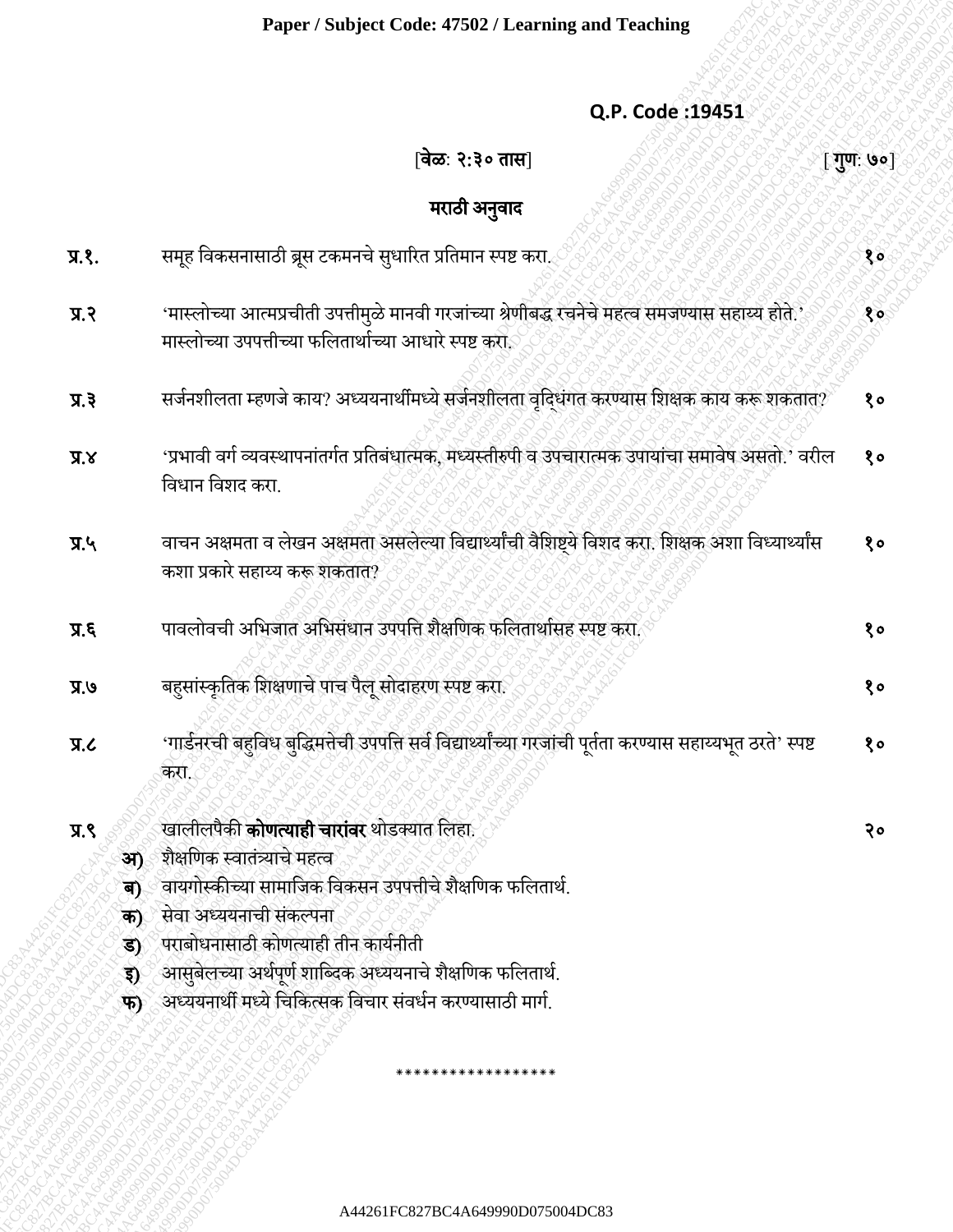**Q.P. Code :19451**

[**वेळ: २:३० तास**] [**गुण: ७०**]

## मराठी अनुवाद

**प्र.१.** समूह विकसनासाठी ब्रूस टकमनचे सुधारित प्रतिमान स्पष्ट करा. **१०**

**प्र.२** 'मास्लोच्या आत्मप्रचीती उपत्तीमुळे मानवी गरजांच्या श्रेणीबद्ध रचनेचे महत्व समजण्यास सहाय्य होते.' मास्लोच्या उपपत्तीच्या फलितार्थाच्या आधारे स्पष्ट करा. **१०**

**प्र.३** सर्जनशीलता म्हणजे काय? अध्ययनार्थीमध्ये सर्जनशीलता वृद्धिंगत करण्यास शिक्षक काय करू शकतात? **१०**

**प्र.४** 'प्रभावी वर्ग व्यवस्थापनांतर्गत प्रतिबंधात्मक, मध्यस्तीरुपी व उपचारात्मक उपायांचा समावेष असतो.' वरील विधान विशद करा. **१०**

**प्र.५** वाचन अक्षमता व लेखन अक्षमता असलेल्या विद्यार्थ्यांची वैशिष्ट्ये विशद करा. शिक्षक अशा विध्यार्थ्यांस कशा प्रकारे सहाय्य करू शकतात? **१०**

**प्र.६** पावलोवची अभिजात अभिसंधान उपपत्ति शैक्षणिक फलितार्थासह स्पष्ट करा. **१०**

**प्र.७** बहुसांस्कृतिक शिक्षणाचे पाच पैलू सोदाहरण स्पष्ट करा. **१०**

**प्र.८** 'गार्डनरची बहुविध बुद्धिमत्तेची उपपत्ति सर्व विद्यार्थ्यांच्या गरजांची पूर्तता करण्यास सहाय्यभूत ठरते' स्पष्ट करा. **१०**

**प्र.९** खालीलपैकी **कोणत्याही चारांवर** थोडक्यात लिहा. **२०**

**अ)** शैक्षणिक स्वातंत्र्याचे महत्व

**ब)** वायगोस्कीच्या सामाजिक विकसन उपपत्तीचे शैक्षणिक फलितार्थ.

**क)** सेवा अध्ययनाची संकल्पना

**ड)** पराबोधनासाठी कोणत्याही तीन कार्यनीती

**इ)** आसुबेलच्या अर्थपूर्ण शाब्दिक अध्ययनाचे शैक्षणिक फलितार्थ.

**फ)** अध्ययनार्थी मध्ये चिकित्सक विचार संवर्धन करण्यासाठी मार्ग.

*****************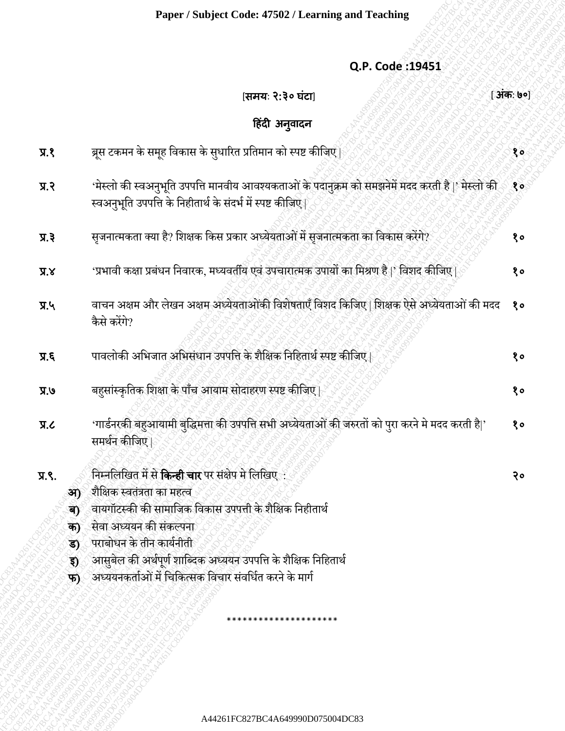**Paper / Subject Code: 47502 / Learning and Teaching**

**Q.P. Code :19451**

[**समयः २:३० घंटा**] [ **अंकः ७०**]

## हिंदी अनुवादन

**प्र.१** ब्रूस टकमन के समूह विकास के सुधारित प्रतिमान को स्पष्ट कीजिए | **१०**

**प्र.२** 'मेस्लो की स्वअनुभूति उपपत्ति मानवीय आवश्यकताओं के पदानुक्रम को समझनेमें मदद करती है |' मेस्लो की स्वअनुभूति उपपत्ति के निहीतार्थ के संदर्भ में स्पष्ट कीजिए | **१०**

**प्र.३** सृजनात्मकता क्या है? शिक्षक किस प्रकार अध्येयताओं में सृजनात्मकता का विकास करेंगे? **१०**

**प्र.४** 'प्रभावी कक्षा प्रबंधन निवारक, मध्यवर्तीय एवं उपचारात्मक उपायों का मिश्रण है |' विशद कीजिए | **१०**

**प्र.५** वाचन अक्षम और लेखन अक्षम अध्येयताओंकी विशेषताएँ विशद किजिए | शिक्षक ऐसे अध्येयताओं की मदद कैसे करेंगे? **१०**

**प्र.६** पावलोकी अभिजात अभिसंधान उपपत्ति के शैक्षिक निहितार्थ स्पष्ट कीजिए | **१०**

**प्र.७** बहुसांस्कृतिक शिक्षा के पाँच आयाम सोदाहरण स्पष्ट कीजिए | **१०**

**प्र.८** 'गार्डनरकी बहुआयामी बुद्धिमत्ता की उपपत्ति सभी अध्येयताओं की जरुरतों को पुरा करने मे मदद करती है|' समर्थन कीजिए | **१०**

**प्र.९.** निम्नलिखित में से **किन्ही चार** पर संक्षेप मे लिखिए : **२०**

- **अ)** शैक्षिक स्वतंत्रता का महत्व
- **ब)** वायगॉटस्की की सामाजिक विकास उपपत्ती के शैक्षिक निहीतार्थ
- **क)** सेवा अध्ययन की संकल्पना
- **ड)** पराबोधन के तीन कार्यनीती
- **इ)** आसुबेल की अर्थपूर्ण शाब्दिक अध्ययन उपपत्ति के शैक्षिक निहितार्थ
- **फ)** अध्ययनकर्ताओं में चिकित्सक विचार संवर्धित करने के मार्ग

*********************